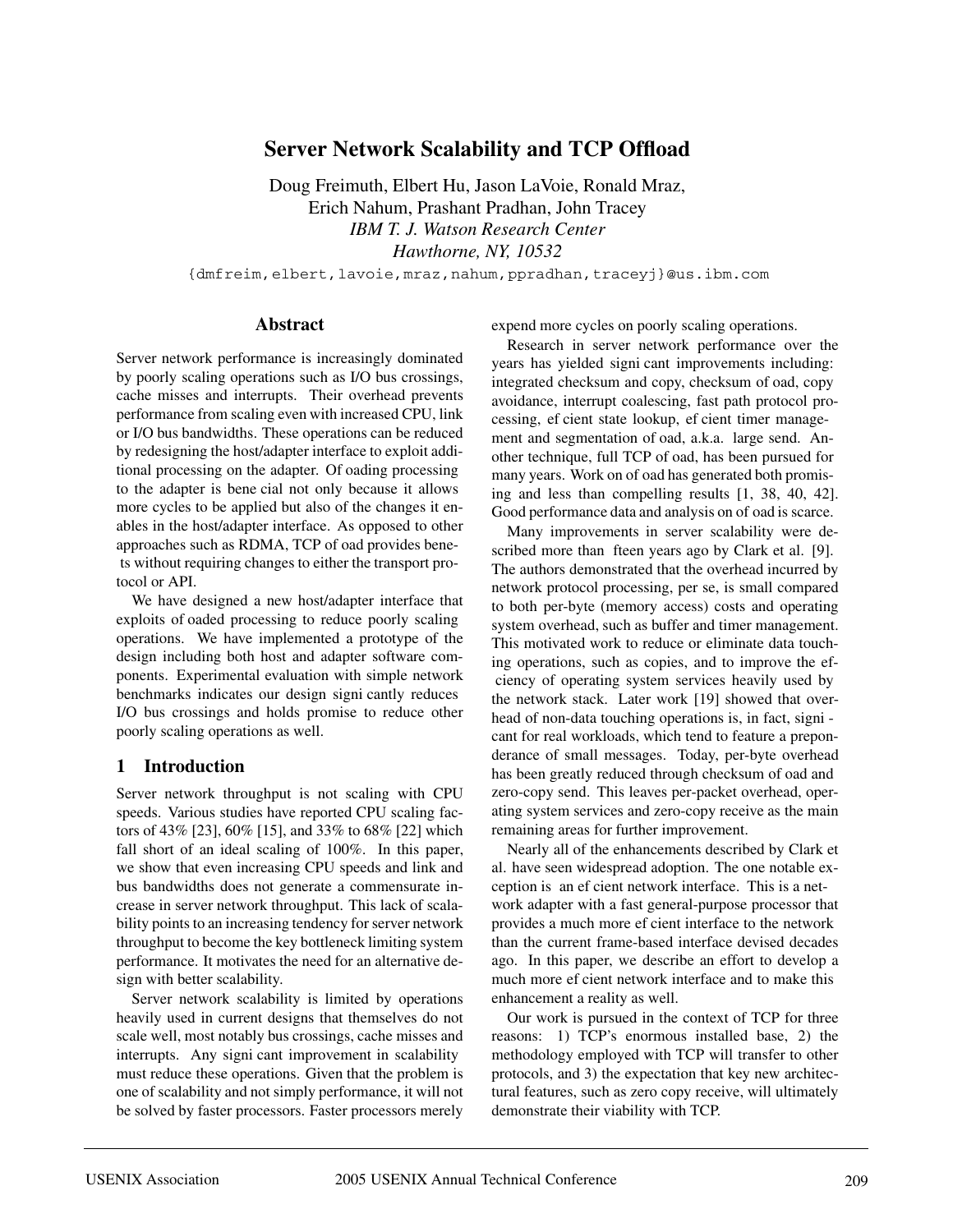# Server Network Scalability and TCP Offload

Doug Freimuth, Elbert Hu, Jason LaVoie, Ronald Mraz,
Erich Nahum, Prashant Pradhan, John Tracey
*IBM T. J. Watson Research Center*
*Hawthorne, NY, 10532*

{dmfreim,elbert,lavoie,mraz,nahum,ppradhan,traceyj}@us.ibm.com

## Abstract

Server network performance is increasingly dominated by poorly scaling operations such as I/O bus crossings, cache misses and interrupts. Their overhead prevents performance from scaling even with increased CPU, link or I/O bus bandwidths. These operations can be reduced by redesigning the host/adapter interface to exploit additional processing on the adapter. Offloading processing to the adapter is beneficial not only because it allows more cycles to be applied but also of the changes it enables in the host/adapter interface. As opposed to other approaches such as RDMA, TCP offload provides benefits without requiring changes to either the transport protocol or API.

We have designed a new host/adapter interface that exploits offloaded processing to reduce poorly scaling operations. We have implemented a prototype of the design including both host and adapter software components. Experimental evaluation with simple network benchmarks indicates our design significantly reduces I/O bus crossings and holds promise to reduce other poorly scaling operations as well.

## 1 Introduction

Server network throughput is not scaling with CPU speeds. Various studies have reported CPU scaling factors of 43% [23], 60% [15], and 33% to 68% [22] which fall short of an ideal scaling of 100%. In this paper, we show that even increasing CPU speeds and link and bus bandwidths does not generate a commensurate increase in server network throughput. This lack of scalability points to an increasing tendency for server network throughput to become the key bottleneck limiting system performance. It motivates the need for an alternative design with better scalability.

Server network scalability is limited by operations heavily used in current designs that themselves do not scale well, most notably bus crossings, cache misses and interrupts. Any significant improvement in scalability must reduce these operations. Given that the problem is one of scalability and not simply performance, it will not be solved by faster processors. Faster processors merely expend more cycles on poorly scaling operations.

Research in server network performance over the years has yielded significant improvements including: integrated checksum and copy, checksum offload, copy avoidance, interrupt coalescing, fast path protocol processing, efficient state lookup, efficient timer management and segmentation offload, a.k.a. large send. Another technique, full TCP offload, has been pursued for many years. Work on offload has generated both promising and less than compelling results [1, 38, 40, 42]. Good performance data and analysis on offload is scarce.

Many improvements in server scalability were described more than fifteen years ago by Clark et al. [9]. The authors demonstrated that the overhead incurred by network protocol processing, per se, is small compared to both per-byte (memory access) costs and operating system overhead, such as buffer and timer management. This motivated work to reduce or eliminate data touching operations, such as copies, and to improve the efficiency of operating system services heavily used by the network stack. Later work [19] showed that overhead of non-data touching operations is, in fact, significant for real workloads, which tend to feature a preponderance of small messages. Today, per-byte overhead has been greatly reduced through checksum offload and zero-copy send. This leaves per-packet overhead, operating system services and zero-copy receive as the main remaining areas for further improvement.

Nearly all of the enhancements described by Clark et al. have seen widespread adoption. The one notable exception is an efficient network interface. This is a network adapter with a fast general-purpose processor that provides a much more efficient interface to the network than the current frame-based interface devised decades ago. In this paper, we describe an effort to develop a much more efficient network interface and to make this enhancement a reality as well.

Our work is pursued in the context of TCP for three reasons: 1) TCP's enormous installed base, 2) the methodology employed with TCP will transfer to other protocols, and 3) the expectation that key new architectural features, such as zero copy receive, will ultimately demonstrate their viability with TCP.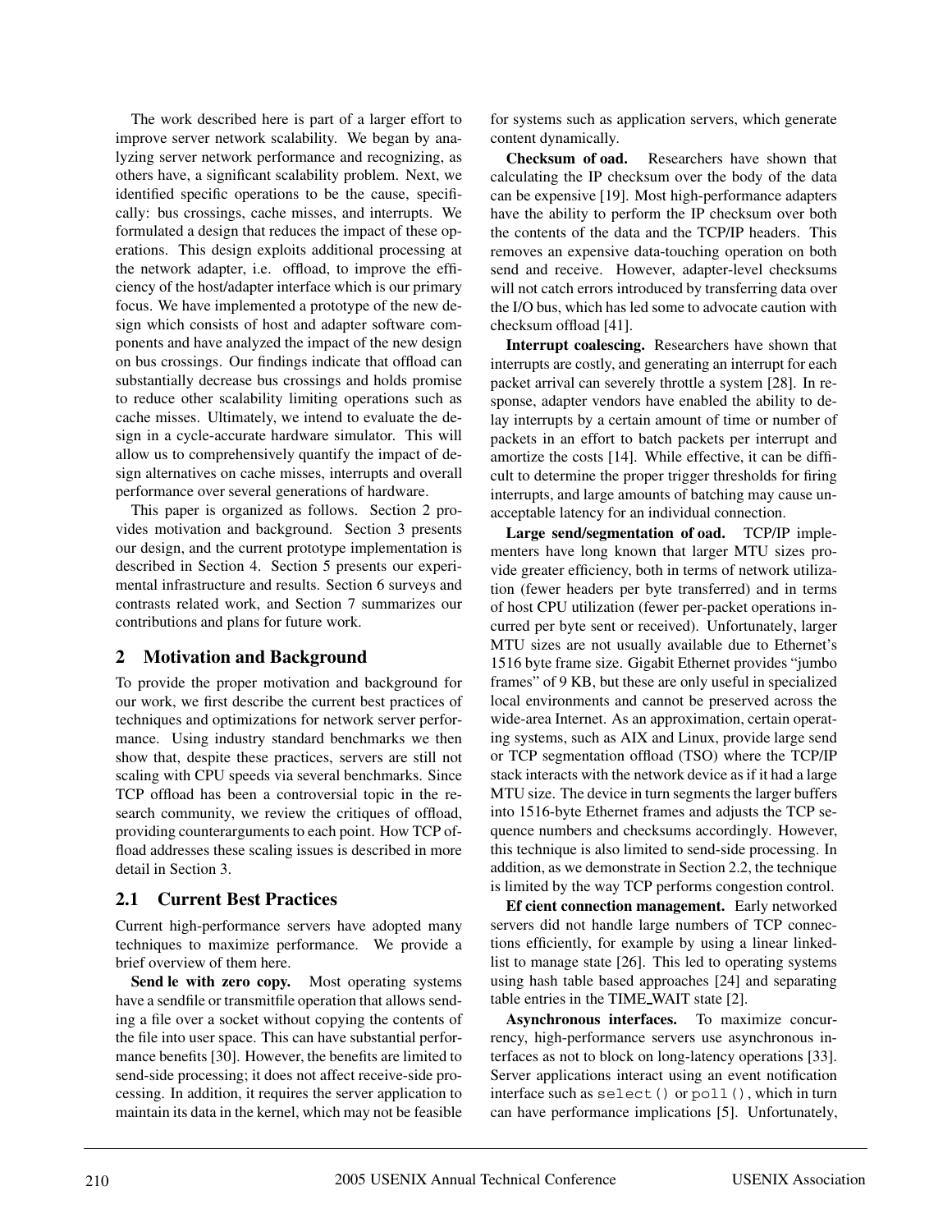The work described here is part of a larger effort to improve server network scalability. We began by analyzing server network performance and recognizing, as others have, a significant scalability problem. Next, we identified specific operations to be the cause, specifically: bus crossings, cache misses, and interrupts. We formulated a design that reduces the impact of these operations. This design exploits additional processing at the network adapter, i.e. offload, to improve the efficiency of the host/adapter interface which is our primary focus. We have implemented a prototype of the new design which consists of host and adapter software components and have analyzed the impact of the new design on bus crossings. Our findings indicate that offload can substantially decrease bus crossings and holds promise to reduce other scalability limiting operations such as cache misses. Ultimately, we intend to evaluate the design in a cycle-accurate hardware simulator. This will allow us to comprehensively quantify the impact of design alternatives on cache misses, interrupts and overall performance over several generations of hardware.

This paper is organized as follows. Section 2 provides motivation and background. Section 3 presents our design, and the current prototype implementation is described in Section 4. Section 5 presents our experimental infrastructure and results. Section 6 surveys and contrasts related work, and Section 7 summarizes our contributions and plans for future work.

## 2 Motivation and Background

To provide the proper motivation and background for our work, we first describe the current best practices of techniques and optimizations for network server performance. Using industry standard benchmarks we then show that, despite these practices, servers are still not scaling with CPU speeds via several benchmarks. Since TCP offload has been a controversial topic in the research community, we review the critiques of offload, providing counterarguments to each point. How TCP offload addresses these scaling issues is described in more detail in Section 3.

### 2.1 Current Best Practices

Current high-performance servers have adopted many techniques to maximize performance. We provide a brief overview of them here.

**Sendfile with zero copy.** Most operating systems have a sendfile or transmitfile operation that allows sending a file over a socket without copying the contents of the file into user space. This can have substantial performance benefits [30]. However, the benefits are limited to send-side processing; it does not affect receive-side processing. In addition, it requires the server application to maintain its data in the kernel, which may not be feasible for systems such as application servers, which generate content dynamically.

**Checksum offload.** Researchers have shown that calculating the IP checksum over the body of the data can be expensive [19]. Most high-performance adapters have the ability to perform the IP checksum over both the contents of the data and the TCP/IP headers. This removes an expensive data-touching operation on both send and receive. However, adapter-level checksums will not catch errors introduced by transferring data over the I/O bus, which has led some to advocate caution with checksum offload [41].

**Interrupt coalescing.** Researchers have shown that interrupts are costly, and generating an interrupt for each packet arrival can severely throttle a system [28]. In response, adapter vendors have enabled the ability to delay interrupts by a certain amount of time or number of packets in an effort to batch packets per interrupt and amortize the costs [14]. While effective, it can be difficult to determine the proper trigger thresholds for firing interrupts, and large amounts of batching may cause unacceptable latency for an individual connection.

**Large send/segmentation offload.** TCP/IP implementers have long known that larger MTU sizes provide greater efficiency, both in terms of network utilization (fewer headers per byte transferred) and in terms of host CPU utilization (fewer per-packet operations incurred per byte sent or received). Unfortunately, larger MTU sizes are not usually available due to Ethernet's 1516 byte frame size. Gigabit Ethernet provides "jumbo frames" of 9 KB, but these are only useful in specialized local environments and cannot be preserved across the wide-area Internet. As an approximation, certain operating systems, such as AIX and Linux, provide large send or TCP segmentation offload (TSO) where the TCP/IP stack interacts with the network device as if it had a large MTU size. The device in turn segments the larger buffers into 1516-byte Ethernet frames and adjusts the TCP sequence numbers and checksums accordingly. However, this technique is also limited to send-side processing. In addition, as we demonstrate in Section 2.2, the technique is limited by the way TCP performs congestion control.

**Efficient connection management.** Early networked servers did not handle large numbers of TCP connections efficiently, for example by using a linear linked-list to manage state [26]. This led to operating systems using hash table based approaches [24] and separating table entries in the TIME_WAIT state [2].

**Asynchronous interfaces.** To maximize concurrency, high-performance servers use asynchronous interfaces as not to block on long-latency operations [33]. Server applications interact using an event notification interface such as `select()` or `poll()`, which in turn can have performance implications [5]. Unfortunately,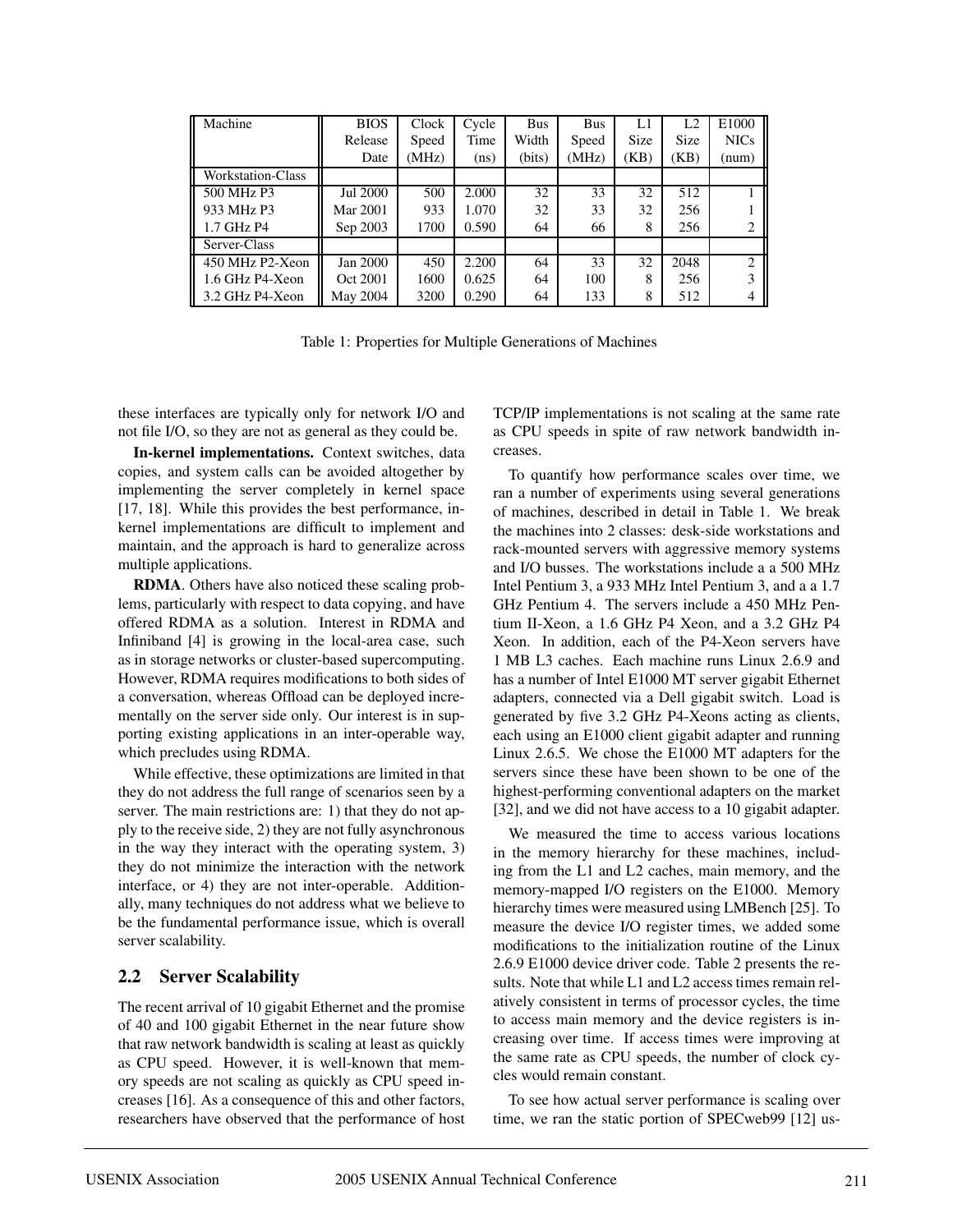| Machine | BIOS Release Date | Clock Speed (MHz) | Cycle Time (ns) | Bus Width (bits) | Bus Speed (MHz) | L1 Size (KB) | L2 Size (KB) | E1000 NICs (num) |
|---|---|---|---|---|---|---|---|---|
| Workstation-Class | | | | | | | | |
| 500 MHz P3 | Jul 2000 | 500 | 2.000 | 32 | 33 | 32 | 512 | 1 |
| 933 MHz P3 | Mar 2001 | 933 | 1.070 | 32 | 33 | 32 | 256 | 1 |
| 1.7 GHz P4 | Sep 2003 | 1700 | 0.590 | 64 | 66 | 8 | 256 | 2 |
| Server-Class | | | | | | | | |
| 450 MHz P2-Xeon | Jan 2000 | 450 | 2.200 | 64 | 33 | 32 | 2048 | 2 |
| 1.6 GHz P4-Xeon | Oct 2001 | 1600 | 0.625 | 64 | 100 | 8 | 256 | 3 |
| 3.2 GHz P4-Xeon | May 2004 | 3200 | 0.290 | 64 | 133 | 8 | 512 | 4 |

Table 1: Properties for Multiple Generations of Machines

these interfaces are typically only for network I/O and not file I/O, so they are not as general as they could be.

**In-kernel implementations.** Context switches, data copies, and system calls can be avoided altogether by implementing the server completely in kernel space [17, 18]. While this provides the best performance, in-kernel implementations are difficult to implement and maintain, and the approach is hard to generalize across multiple applications.

**RDMA**. Others have also noticed these scaling problems, particularly with respect to data copying, and have offered RDMA as a solution. Interest in RDMA and Infiniband [4] is growing in the local-area case, such as in storage networks or cluster-based supercomputing. However, RDMA requires modifications to both sides of a conversation, whereas Offload can be deployed incrementally on the server side only. Our interest is in supporting existing applications in an inter-operable way, which precludes using RDMA.

While effective, these optimizations are limited in that they do not address the full range of scenarios seen by a server. The main restrictions are: 1) that they do not apply to the receive side, 2) they are not fully asynchronous in the way they interact with the operating system, 3) they do not minimize the interaction with the network interface, or 4) they are not inter-operable. Additionally, many techniques do not address what we believe to be the fundamental performance issue, which is overall server scalability.

## 2.2 Server Scalability

The recent arrival of 10 gigabit Ethernet and the promise of 40 and 100 gigabit Ethernet in the near future show that raw network bandwidth is scaling at least as quickly as CPU speed. However, it is well-known that memory speeds are not scaling as quickly as CPU speed increases [16]. As a consequence of this and other factors, researchers have observed that the performance of host TCP/IP implementations is not scaling at the same rate as CPU speeds in spite of raw network bandwidth increases.

To quantify how performance scales over time, we ran a number of experiments using several generations of machines, described in detail in Table 1. We break the machines into 2 classes: desk-side workstations and rack-mounted servers with aggressive memory systems and I/O busses. The workstations include a a 500 MHz Intel Pentium 3, a 933 MHz Intel Pentium 3, and a a 1.7 GHz Pentium 4. The servers include a 450 MHz Pentium II-Xeon, a 1.6 GHz P4 Xeon, and a 3.2 GHz P4 Xeon. In addition, each of the P4-Xeon servers have 1 MB L3 caches. Each machine runs Linux 2.6.9 and has a number of Intel E1000 MT server gigabit Ethernet adapters, connected via a Dell gigabit switch. Load is generated by five 3.2 GHz P4-Xeons acting as clients, each using an E1000 client gigabit adapter and running Linux 2.6.5. We chose the E1000 MT adapters for the servers since these have been shown to be one of the highest-performing conventional adapters on the market [32], and we did not have access to a 10 gigabit adapter.

We measured the time to access various locations in the memory hierarchy for these machines, including from the L1 and L2 caches, main memory, and the memory-mapped I/O registers on the E1000. Memory hierarchy times were measured using LMBench [25]. To measure the device I/O register times, we added some modifications to the initialization routine of the Linux 2.6.9 E1000 device driver code. Table 2 presents the results. Note that while L1 and L2 access times remain relatively consistent in terms of processor cycles, the time to access main memory and the device registers is increasing over time. If access times were improving at the same rate as CPU speeds, the number of clock cycles would remain constant.

To see how actual server performance is scaling over time, we ran the static portion of SPECweb99 [12] us-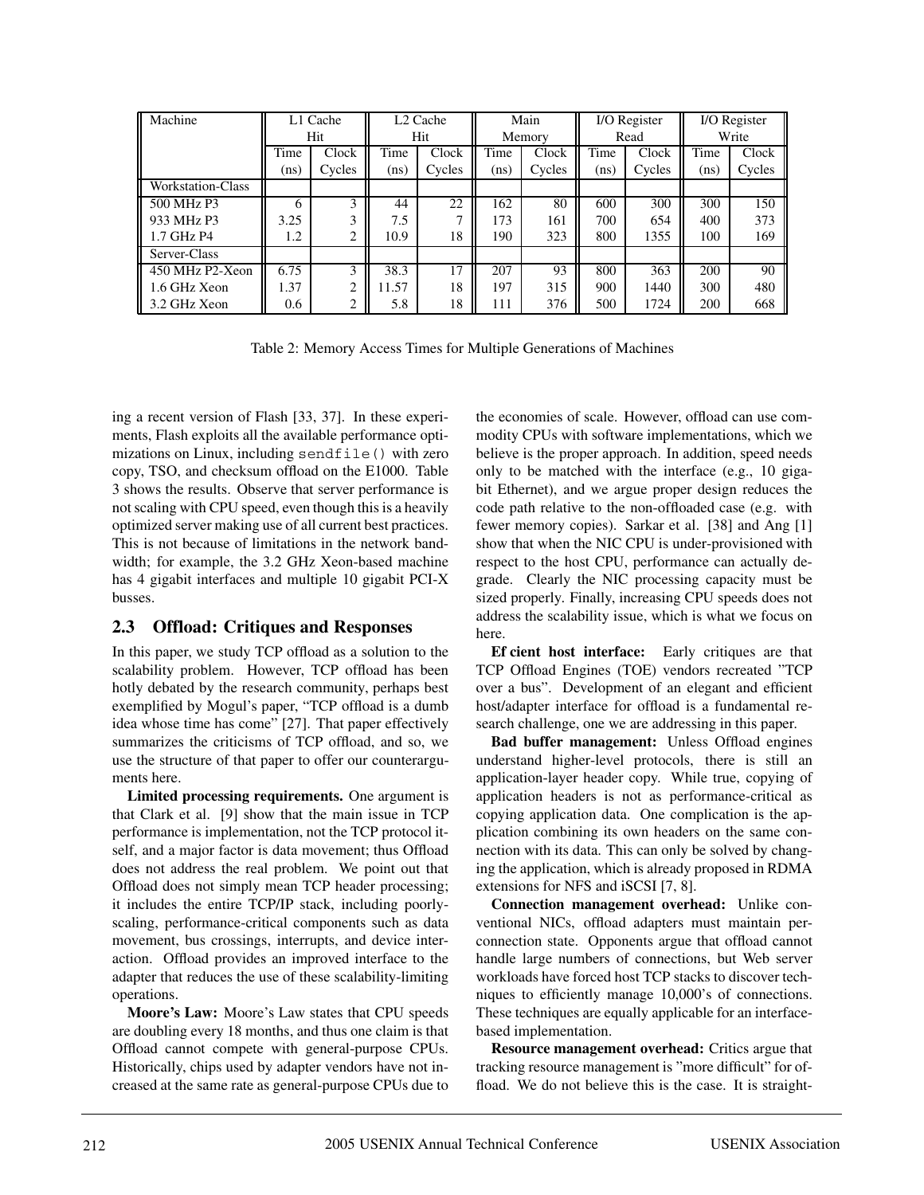| Machine | L1 Cache Hit | | L2 Cache Hit | | Main Memory | | I/O Register Read | | I/O Register Write | |
|---|---|---|---|---|---|---|---|---|---|---|
| | Time (ns) | Clock Cycles | Time (ns) | Clock Cycles | Time (ns) | Clock Cycles | Time (ns) | Clock Cycles | Time (ns) | Clock Cycles |
| Workstation-Class | | | | | | | | | | |
| 500 MHz P3 | 6 | 3 | 44 | 22 | 162 | 80 | 600 | 300 | 300 | 150 |
| 933 MHz P3 | 3.25 | 3 | 7.5 | 7 | 173 | 161 | 700 | 654 | 400 | 373 |
| 1.7 GHz P4 | 1.2 | 2 | 10.9 | 18 | 190 | 323 | 800 | 1355 | 100 | 169 |
| Server-Class | | | | | | | | | | |
| 450 MHz P2-Xeon | 6.75 | 3 | 38.3 | 17 | 207 | 93 | 800 | 363 | 200 | 90 |
| 1.6 GHz Xeon | 1.37 | 2 | 11.57 | 18 | 197 | 315 | 900 | 1440 | 300 | 480 |
| 3.2 GHz Xeon | 0.6 | 2 | 5.8 | 18 | 111 | 376 | 500 | 1724 | 200 | 668 |

Table 2: Memory Access Times for Multiple Generations of Machines

ing a recent version of Flash [33, 37]. In these experiments, Flash exploits all the available performance optimizations on Linux, including `sendfile()` with zero copy, TSO, and checksum offload on the E1000. Table 3 shows the results. Observe that server performance is not scaling with CPU speed, even though this is a heavily optimized server making use of all current best practices. This is not because of limitations in the network bandwidth; for example, the 3.2 GHz Xeon-based machine has 4 gigabit interfaces and multiple 10 gigabit PCI-X busses.

## 2.3 Offload: Critiques and Responses

In this paper, we study TCP offload as a solution to the scalability problem. However, TCP offload has been hotly debated by the research community, perhaps best exemplified by Mogul's paper, "TCP offload is a dumb idea whose time has come" [27]. That paper effectively summarizes the criticisms of TCP offload, and so, we use the structure of that paper to offer our counterarguments here.

**Limited processing requirements.** One argument is that Clark et al. [9] show that the main issue in TCP performance is implementation, not the TCP protocol itself, and a major factor is data movement; thus Offload does not address the real problem. We point out that Offload does not simply mean TCP header processing; it includes the entire TCP/IP stack, including poorly-scaling, performance-critical components such as data movement, bus crossings, interrupts, and device interaction. Offload provides an improved interface to the adapter that reduces the use of these scalability-limiting operations.

**Moore's Law:** Moore's Law states that CPU speeds are doubling every 18 months, and thus one claim is that Offload cannot compete with general-purpose CPUs. Historically, chips used by adapter vendors have not increased at the same rate as general-purpose CPUs due to the economies of scale. However, offload can use commodity CPUs with software implementations, which we believe is the proper approach. In addition, speed needs only to be matched with the interface (e.g., 10 gigabit Ethernet), and we argue proper design reduces the code path relative to the non-offloaded case (e.g. with fewer memory copies). Sarkar et al. [38] and Ang [1] show that when the NIC CPU is under-provisioned with respect to the host CPU, performance can actually degrade. Clearly the NIC processing capacity must be sized properly. Finally, increasing CPU speeds does not address the scalability issue, which is what we focus on here.

**Ef cient host interface:** Early critiques are that TCP Offload Engines (TOE) vendors recreated "TCP over a bus". Development of an elegant and efficient host/adapter interface for offload is a fundamental research challenge, one we are addressing in this paper.

**Bad buffer management:** Unless Offload engines understand higher-level protocols, there is still an application-layer header copy. While true, copying of application headers is not as performance-critical as copying application data. One complication is the application combining its own headers on the same connection with its data. This can only be solved by changing the application, which is already proposed in RDMA extensions for NFS and iSCSI [7, 8].

**Connection management overhead:** Unlike conventional NICs, offload adapters must maintain per-connection state. Opponents argue that offload cannot handle large numbers of connections, but Web server workloads have forced host TCP stacks to discover techniques to efficiently manage 10,000's of connections. These techniques are equally applicable for an interface-based implementation.

**Resource management overhead:** Critics argue that tracking resource management is "more difficult" for offload. We do not believe this is the case. It is straight-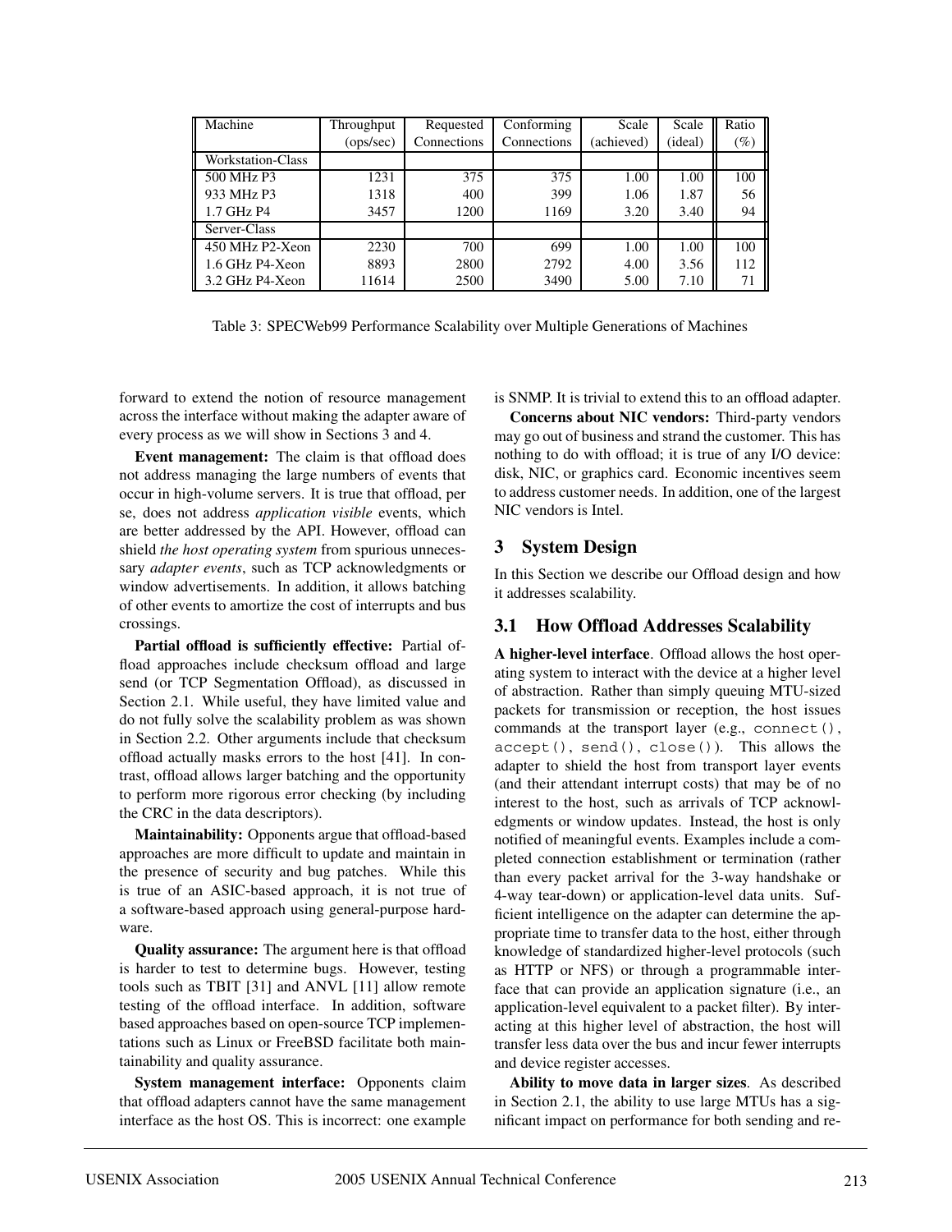| Machine | Throughput (ops/sec) | Requested Connections | Conforming Connections | Scale (achieved) | Scale (ideal) | Ratio (%) |
|---|---|---|---|---|---|---|
| Workstation-Class | | | | | | |
| 500 MHz P3 | 1231 | 375 | 375 | 1.00 | 1.00 | 100 |
| 933 MHz P3 | 1318 | 400 | 399 | 1.06 | 1.87 | 56 |
| 1.7 GHz P4 | 3457 | 1200 | 1169 | 3.20 | 3.40 | 94 |
| Server-Class | | | | | | |
| 450 MHz P2-Xeon | 2230 | 700 | 699 | 1.00 | 1.00 | 100 |
| 1.6 GHz P4-Xeon | 8893 | 2800 | 2792 | 4.00 | 3.56 | 112 |
| 3.2 GHz P4-Xeon | 11614 | 2500 | 3490 | 5.00 | 7.10 | 71 |

Table 3: SPECWeb99 Performance Scalability over Multiple Generations of Machines

forward to extend the notion of resource management across the interface without making the adapter aware of every process as we will show in Sections 3 and 4.

**Event management:** The claim is that offload does not address managing the large numbers of events that occur in high-volume servers. It is true that offload, per se, does not address *application visible* events, which are better addressed by the API. However, offload can shield *the host operating system* from spurious unnecessary *adapter events*, such as TCP acknowledgments or window advertisements. In addition, it allows batching of other events to amortize the cost of interrupts and bus crossings.

**Partial offload is sufficiently effective:** Partial offload approaches include checksum offload and large send (or TCP Segmentation Offload), as discussed in Section 2.1. While useful, they have limited value and do not fully solve the scalability problem as was shown in Section 2.2. Other arguments include that checksum offload actually masks errors to the host [41]. In contrast, offload allows larger batching and the opportunity to perform more rigorous error checking (by including the CRC in the data descriptors).

**Maintainability:** Opponents argue that offload-based approaches are more difficult to update and maintain in the presence of security and bug patches. While this is true of an ASIC-based approach, it is not true of a software-based approach using general-purpose hardware.

**Quality assurance:** The argument here is that offload is harder to test to determine bugs. However, testing tools such as TBIT [31] and ANVL [11] allow remote testing of the offload interface. In addition, software based approaches based on open-source TCP implementations such as Linux or FreeBSD facilitate both maintainability and quality assurance.

**System management interface:** Opponents claim that offload adapters cannot have the same management interface as the host OS. This is incorrect: one example is SNMP. It is trivial to extend this to an offload adapter.

**Concerns about NIC vendors:** Third-party vendors may go out of business and strand the customer. This has nothing to do with offload; it is true of any I/O device: disk, NIC, or graphics card. Economic incentives seem to address customer needs. In addition, one of the largest NIC vendors is Intel.

## 3 System Design

In this Section we describe our Offload design and how it addresses scalability.

### 3.1 How Offload Addresses Scalability

**A higher-level interface**. Offload allows the host operating system to interact with the device at a higher level of abstraction. Rather than simply queuing MTU-sized packets for transmission or reception, the host issues commands at the transport layer (e.g., `connect()`, `accept()`, `send()`, `close()`). This allows the adapter to shield the host from transport layer events (and their attendant interrupt costs) that may be of no interest to the host, such as arrivals of TCP acknowledgments or window updates. Instead, the host is only notified of meaningful events. Examples include a completed connection establishment or termination (rather than every packet arrival for the 3-way handshake or 4-way tear-down) or application-level data units. Sufficient intelligence on the adapter can determine the appropriate time to transfer data to the host, either through knowledge of standardized higher-level protocols (such as HTTP or NFS) or through a programmable interface that can provide an application signature (i.e., an application-level equivalent to a packet filter). By interacting at this higher level of abstraction, the host will transfer less data over the bus and incur fewer interrupts and device register accesses.

**Ability to move data in larger sizes**. As described in Section 2.1, the ability to use large MTUs has a significant impact on performance for both sending and re-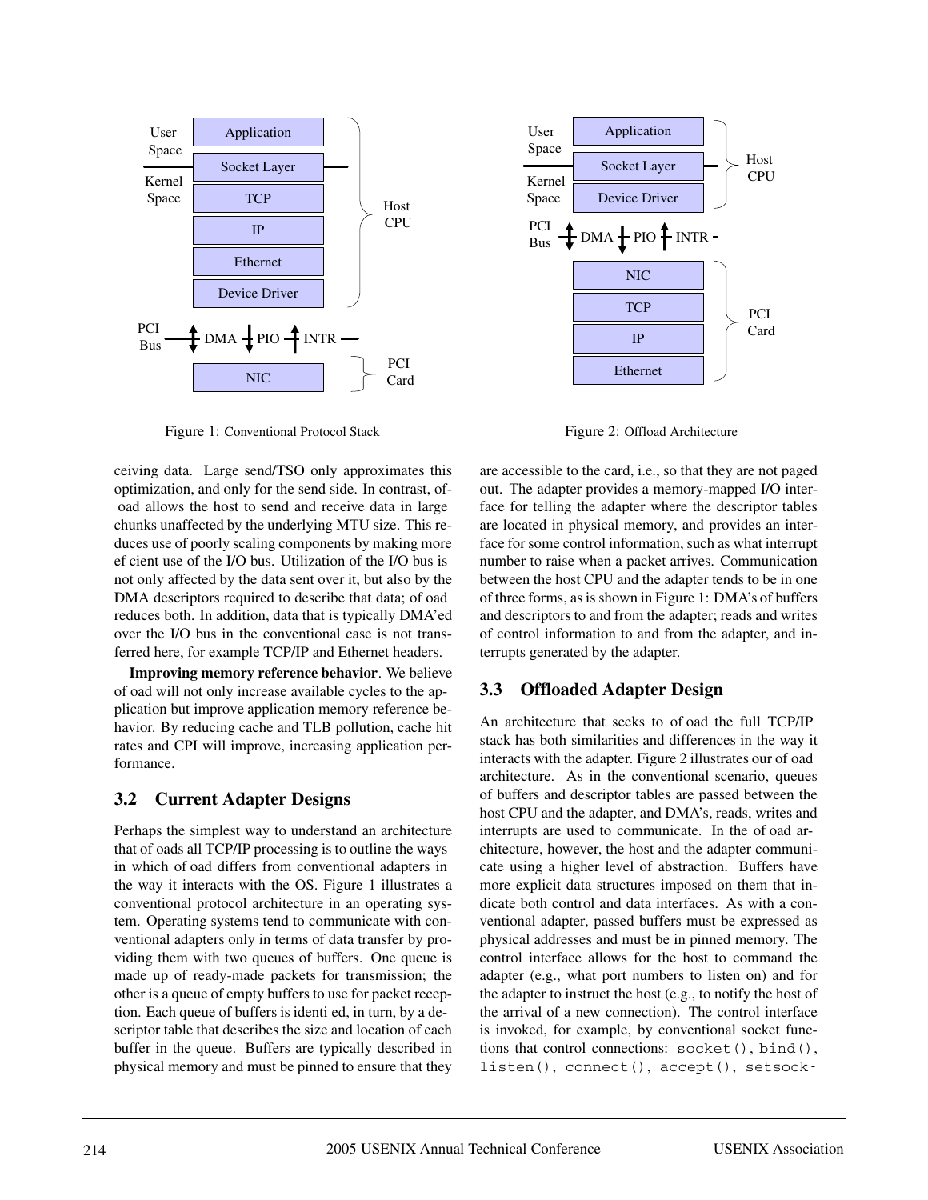Figure 1: Conventional Protocol Stack

Figure 2: Offload Architecture

ceiving data. Large send/TSO only approximates this optimization, and only for the send side. In contrast, offload allows the host to send and receive data in large chunks unaffected by the underlying MTU size. This reduces use of poorly scaling components by making more efficient use of the I/O bus. Utilization of the I/O bus is not only affected by the data sent over it, but also by the DMA descriptors required to describe that data; offload reduces both. In addition, data that is typically DMA'ed over the I/O bus in the conventional case is not transferred here, for example TCP/IP and Ethernet headers.

**Improving memory reference behavior**. We believe offload will not only increase available cycles to the application but improve application memory reference behavior. By reducing cache and TLB pollution, cache hit rates and CPI will improve, increasing application performance.

## 3.2 Current Adapter Designs

Perhaps the simplest way to understand an architecture that offloads all TCP/IP processing is to outline the ways in which offload differs from conventional adapters in the way it interacts with the OS. Figure 1 illustrates a conventional protocol architecture in an operating system. Operating systems tend to communicate with conventional adapters only in terms of data transfer by providing them with two queues of buffers. One queue is made up of ready-made packets for transmission; the other is a queue of empty buffers to use for packet reception. Each queue of buffers is identified, in turn, by a descriptor table that describes the size and location of each buffer in the queue. Buffers are typically described in physical memory and must be pinned to ensure that they are accessible to the card, i.e., so that they are not paged out. The adapter provides a memory-mapped I/O interface for telling the adapter where the descriptor tables are located in physical memory, and provides an interface for some control information, such as what interrupt number to raise when a packet arrives. Communication between the host CPU and the adapter tends to be in one of three forms, as is shown in Figure 1: DMA's of buffers and descriptors to and from the adapter; reads and writes of control information to and from the adapter, and interrupts generated by the adapter.

## 3.3 Offloaded Adapter Design

An architecture that seeks to offload the full TCP/IP stack has both similarities and differences in the way it interacts with the adapter. Figure 2 illustrates our offload architecture. As in the conventional scenario, queues of buffers and descriptor tables are passed between the host CPU and the adapter, and DMA's, reads, writes and interrupts are used to communicate. In the offload architecture, however, the host and the adapter communicate using a higher level of abstraction. Buffers have more explicit data structures imposed on them that indicate both control and data interfaces. As with a conventional adapter, passed buffers must be expressed as physical addresses and must be in pinned memory. The control interface allows for the host to command the adapter (e.g., what port numbers to listen on) and for the adapter to instruct the host (e.g., to notify the host of the arrival of a new connection). The control interface is invoked, for example, by conventional socket functions that control connections: `socket()`, `bind()`, `listen()`, `connect()`, `accept()`, `setsock-`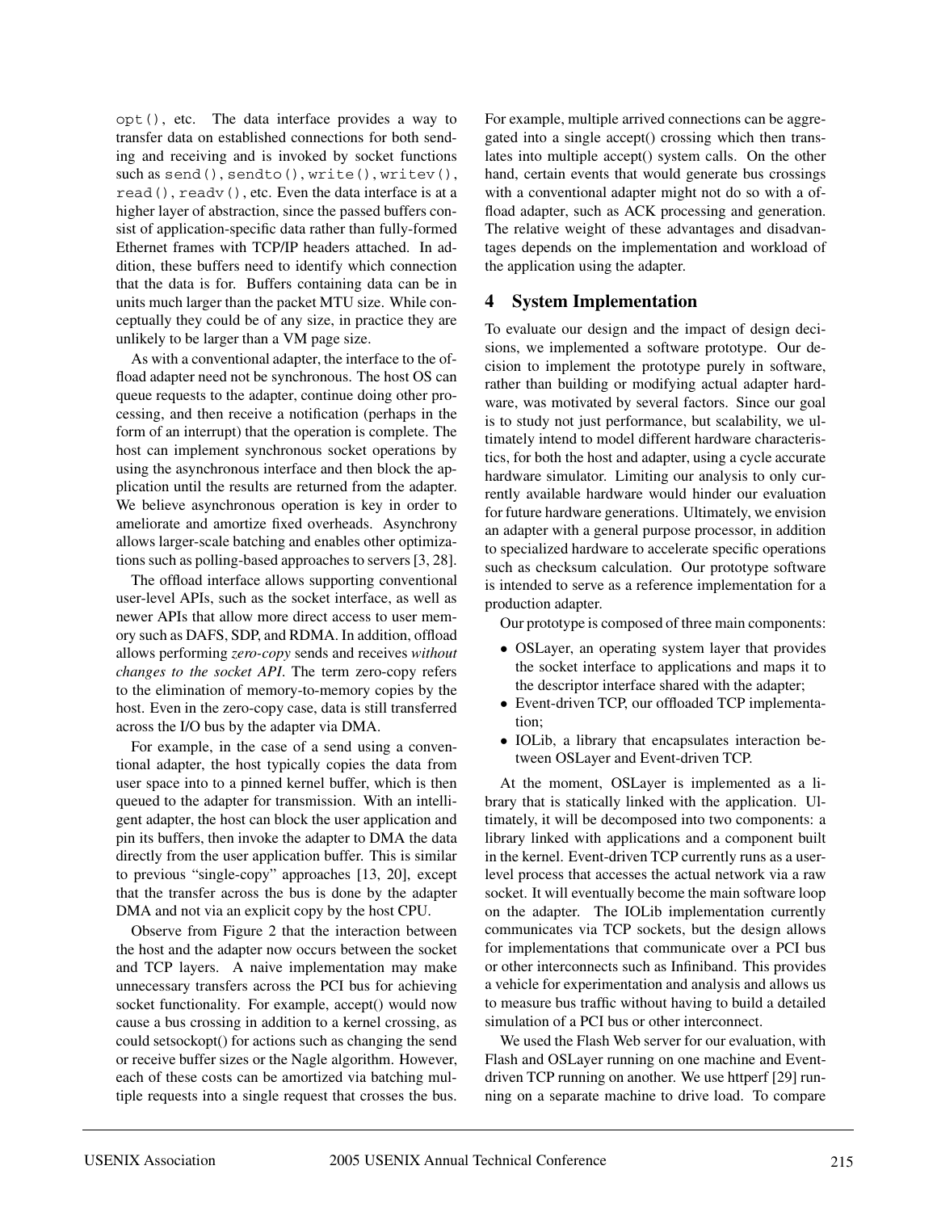opt(), etc. The data interface provides a way to transfer data on established connections for both sending and receiving and is invoked by socket functions such as send(), sendto(), write(), writev(), read(), readv(), etc. Even the data interface is at a higher layer of abstraction, since the passed buffers consist of application-specific data rather than fully-formed Ethernet frames with TCP/IP headers attached. In addition, these buffers need to identify which connection that the data is for. Buffers containing data can be in units much larger than the packet MTU size. While conceptually they could be of any size, in practice they are unlikely to be larger than a VM page size.

As with a conventional adapter, the interface to the offload adapter need not be synchronous. The host OS can queue requests to the adapter, continue doing other processing, and then receive a notification (perhaps in the form of an interrupt) that the operation is complete. The host can implement synchronous socket operations by using the asynchronous interface and then block the application until the results are returned from the adapter. We believe asynchronous operation is key in order to ameliorate and amortize fixed overheads. Asynchrony allows larger-scale batching and enables other optimizations such as polling-based approaches to servers [3, 28].

The offload interface allows supporting conventional user-level APIs, such as the socket interface, as well as newer APIs that allow more direct access to user memory such as DAFS, SDP, and RDMA. In addition, offload allows performing *zero-copy* sends and receives *without changes to the socket API*. The term zero-copy refers to the elimination of memory-to-memory copies by the host. Even in the zero-copy case, data is still transferred across the I/O bus by the adapter via DMA.

For example, in the case of a send using a conventional adapter, the host typically copies the data from user space into to a pinned kernel buffer, which is then queued to the adapter for transmission. With an intelligent adapter, the host can block the user application and pin its buffers, then invoke the adapter to DMA the data directly from the user application buffer. This is similar to previous "single-copy" approaches [13, 20], except that the transfer across the bus is done by the adapter DMA and not via an explicit copy by the host CPU.

Observe from Figure 2 that the interaction between the host and the adapter now occurs between the socket and TCP layers. A naive implementation may make unnecessary transfers across the PCI bus for achieving socket functionality. For example, accept() would now cause a bus crossing in addition to a kernel crossing, as could setsockopt() for actions such as changing the send or receive buffer sizes or the Nagle algorithm. However, each of these costs can be amortized via batching multiple requests into a single request that crosses the bus. For example, multiple arrived connections can be aggregated into a single accept() crossing which then translates into multiple accept() system calls. On the other hand, certain events that would generate bus crossings with a conventional adapter might not do so with a offload adapter, such as ACK processing and generation. The relative weight of these advantages and disadvantages depends on the implementation and workload of the application using the adapter.

## 4 System Implementation

To evaluate our design and the impact of design decisions, we implemented a software prototype. Our decision to implement the prototype purely in software, rather than building or modifying actual adapter hardware, was motivated by several factors. Since our goal is to study not just performance, but scalability, we ultimately intend to model different hardware characteristics, for both the host and adapter, using a cycle accurate hardware simulator. Limiting our analysis to only currently available hardware would hinder our evaluation for future hardware generations. Ultimately, we envision an adapter with a general purpose processor, in addition to specialized hardware to accelerate specific operations such as checksum calculation. Our prototype software is intended to serve as a reference implementation for a production adapter.

Our prototype is composed of three main components:

- OSLayer, an operating system layer that provides the socket interface to applications and maps it to the descriptor interface shared with the adapter;
- Event-driven TCP, our offloaded TCP implementation;
- IOLib, a library that encapsulates interaction between OSLayer and Event-driven TCP.

At the moment, OSLayer is implemented as a library that is statically linked with the application. Ultimately, it will be decomposed into two components: a library linked with applications and a component built in the kernel. Event-driven TCP currently runs as a user-level process that accesses the actual network via a raw socket. It will eventually become the main software loop on the adapter. The IOLib implementation currently communicates via TCP sockets, but the design allows for implementations that communicate over a PCI bus or other interconnects such as Infiniband. This provides a vehicle for experimentation and analysis and allows us to measure bus traffic without having to build a detailed simulation of a PCI bus or other interconnect.

We used the Flash Web server for our evaluation, with Flash and OSLayer running on one machine and Event-driven TCP running on another. We use httperf [29] running on a separate machine to drive load. To compare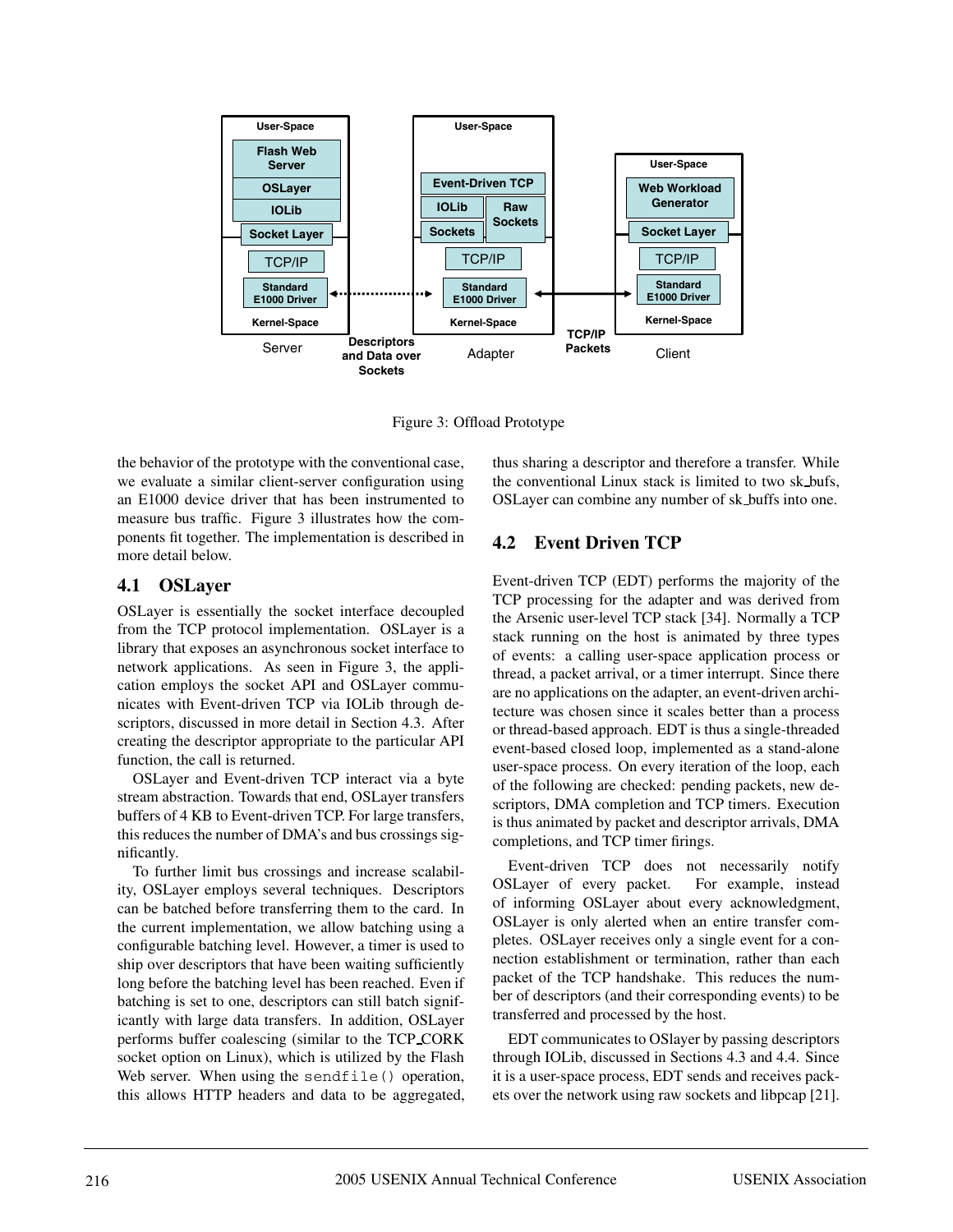Figure 3: Offload Prototype

the behavior of the prototype with the conventional case, we evaluate a similar client-server configuration using an E1000 device driver that has been instrumented to measure bus traffic. Figure 3 illustrates how the components fit together. The implementation is described in more detail below.

## 4.1 OSLayer

OSLayer is essentially the socket interface decoupled from the TCP protocol implementation. OSLayer is a library that exposes an asynchronous socket interface to network applications. As seen in Figure 3, the application employs the socket API and OSLayer communicates with Event-driven TCP via IOLib through descriptors, discussed in more detail in Section 4.3. After creating the descriptor appropriate to the particular API function, the call is returned.

OSLayer and Event-driven TCP interact via a byte stream abstraction. Towards that end, OSLayer transfers buffers of 4 KB to Event-driven TCP. For large transfers, this reduces the number of DMA's and bus crossings significantly.

To further limit bus crossings and increase scalability, OSLayer employs several techniques. Descriptors can be batched before transferring them to the card. In the current implementation, we allow batching using a configurable batching level. However, a timer is used to ship over descriptors that have been waiting sufficiently long before the batching level has been reached. Even if batching is set to one, descriptors can still batch significantly with large data transfers. In addition, OSLayer performs buffer coalescing (similar to the TCP_CORK socket option on Linux), which is utilized by the Flash Web server. When using the `sendfile()` operation, this allows HTTP headers and data to be aggregated, thus sharing a descriptor and therefore a transfer. While the conventional Linux stack is limited to two sk_bufs, OSLayer can combine any number of sk_buffs into one.

## 4.2 Event Driven TCP

Event-driven TCP (EDT) performs the majority of the TCP processing for the adapter and was derived from the Arsenic user-level TCP stack [34]. Normally a TCP stack running on the host is animated by three types of events: a calling user-space application process or thread, a packet arrival, or a timer interrupt. Since there are no applications on the adapter, an event-driven architecture was chosen since it scales better than a process or thread-based approach. EDT is thus a single-threaded event-based closed loop, implemented as a stand-alone user-space process. On every iteration of the loop, each of the following are checked: pending packets, new descriptors, DMA completion and TCP timers. Execution is thus animated by packet and descriptor arrivals, DMA completions, and TCP timer firings.

Event-driven TCP does not necessarily notify OSLayer of every packet. For example, instead of informing OSLayer about every acknowledgment, OSLayer is only alerted when an entire transfer completes. OSLayer receives only a single event for a connection establishment or termination, rather than each packet of the TCP handshake. This reduces the number of descriptors (and their corresponding events) to be transferred and processed by the host.

EDT communicates to OSlayer by passing descriptors through IOLib, discussed in Sections 4.3 and 4.4. Since it is a user-space process, EDT sends and receives packets over the network using raw sockets and libpcap [21].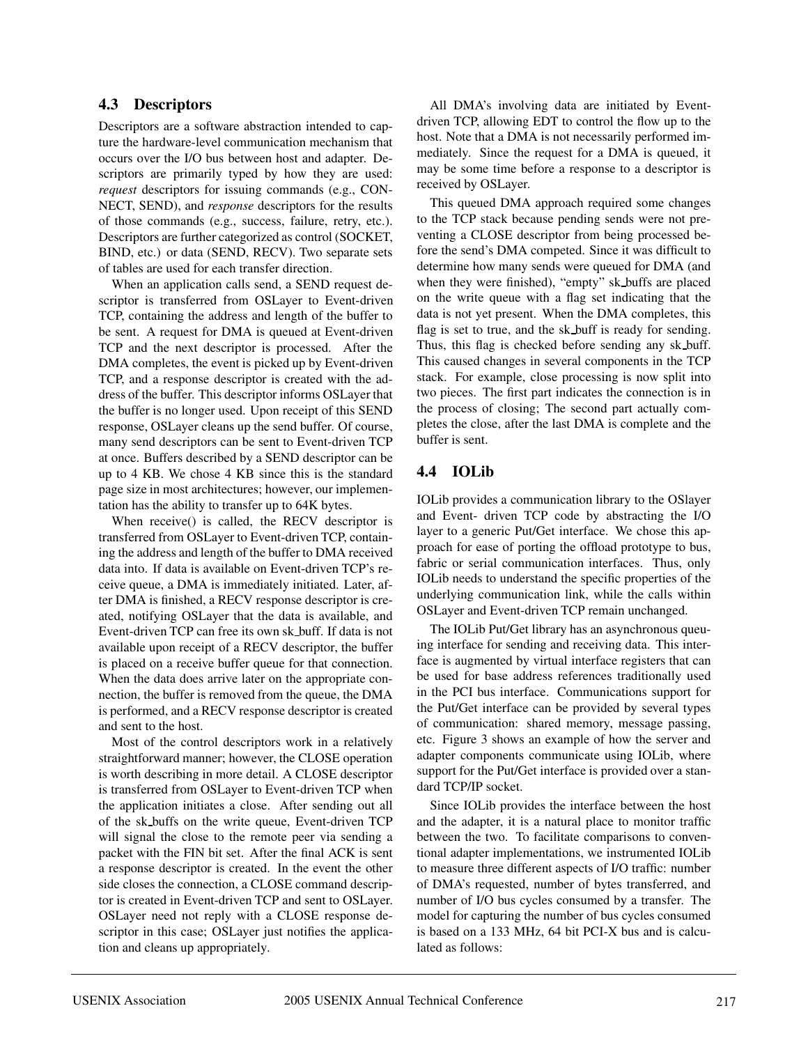### 4.3 Descriptors

Descriptors are a software abstraction intended to capture the hardware-level communication mechanism that occurs over the I/O bus between host and adapter. Descriptors are primarily typed by how they are used: *request* descriptors for issuing commands (e.g., CONNECT, SEND), and *response* descriptors for the results of those commands (e.g., success, failure, retry, etc.). Descriptors are further categorized as control (SOCKET, BIND, etc.) or data (SEND, RECV). Two separate sets of tables are used for each transfer direction.

When an application calls send, a SEND request descriptor is transferred from OSLayer to Event-driven TCP, containing the address and length of the buffer to be sent. A request for DMA is queued at Event-driven TCP and the next descriptor is processed. After the DMA completes, the event is picked up by Event-driven TCP, and a response descriptor is created with the address of the buffer. This descriptor informs OSLayer that the buffer is no longer used. Upon receipt of this SEND response, OSLayer cleans up the send buffer. Of course, many send descriptors can be sent to Event-driven TCP at once. Buffers described by a SEND descriptor can be up to 4 KB. We chose 4 KB since this is the standard page size in most architectures; however, our implementation has the ability to transfer up to 64K bytes.

When receive() is called, the RECV descriptor is transferred from OSLayer to Event-driven TCP, containing the address and length of the buffer to DMA received data into. If data is available on Event-driven TCP's receive queue, a DMA is immediately initiated. Later, after DMA is finished, a RECV response descriptor is created, notifying OSLayer that the data is available, and Event-driven TCP can free its own sk_buff. If data is not available upon receipt of a RECV descriptor, the buffer is placed on a receive buffer queue for that connection. When the data does arrive later on the appropriate connection, the buffer is removed from the queue, the DMA is performed, and a RECV response descriptor is created and sent to the host.

Most of the control descriptors work in a relatively straightforward manner; however, the CLOSE operation is worth describing in more detail. A CLOSE descriptor is transferred from OSLayer to Event-driven TCP when the application initiates a close. After sending out all of the sk_buffs on the write queue, Event-driven TCP will signal the close to the remote peer via sending a packet with the FIN bit set. After the final ACK is sent a response descriptor is created. In the event the other side closes the connection, a CLOSE command descriptor is created in Event-driven TCP and sent to OSLayer. OSLayer need not reply with a CLOSE response descriptor in this case; OSLayer just notifies the application and cleans up appropriately.

All DMA's involving data are initiated by Event-driven TCP, allowing EDT to control the flow up to the host. Note that a DMA is not necessarily performed immediately. Since the request for a DMA is queued, it may be some time before a response to a descriptor is received by OSLayer.

This queued DMA approach required some changes to the TCP stack because pending sends were not preventing a CLOSE descriptor from being processed before the send's DMA competed. Since it was difficult to determine how many sends were queued for DMA (and when they were finished), "empty" sk_buffs are placed on the write queue with a flag set indicating that the data is not yet present. When the DMA completes, this flag is set to true, and the sk_buff is ready for sending. Thus, this flag is checked before sending any sk_buff. This caused changes in several components in the TCP stack. For example, close processing is now split into two pieces. The first part indicates the connection is in the process of closing; The second part actually completes the close, after the last DMA is complete and the buffer is sent.

### 4.4 IOLib

IOLib provides a communication library to the OSlayer and Event- driven TCP code by abstracting the I/O layer to a generic Put/Get interface. We chose this approach for ease of porting the offload prototype to bus, fabric or serial communication interfaces. Thus, only IOLib needs to understand the specific properties of the underlying communication link, while the calls within OSLayer and Event-driven TCP remain unchanged.

The IOLib Put/Get library has an asynchronous queuing interface for sending and receiving data. This interface is augmented by virtual interface registers that can be used for base address references traditionally used in the PCI bus interface. Communications support for the Put/Get interface can be provided by several types of communication: shared memory, message passing, etc. Figure 3 shows an example of how the server and adapter components communicate using IOLib, where support for the Put/Get interface is provided over a standard TCP/IP socket.

Since IOLib provides the interface between the host and the adapter, it is a natural place to monitor traffic between the two. To facilitate comparisons to conventional adapter implementations, we instrumented IOLib to measure three different aspects of I/O traffic: number of DMA's requested, number of bytes transferred, and number of I/O bus cycles consumed by a transfer. The model for capturing the number of bus cycles consumed is based on a 133 MHz, 64 bit PCI-X bus and is calculated as follows: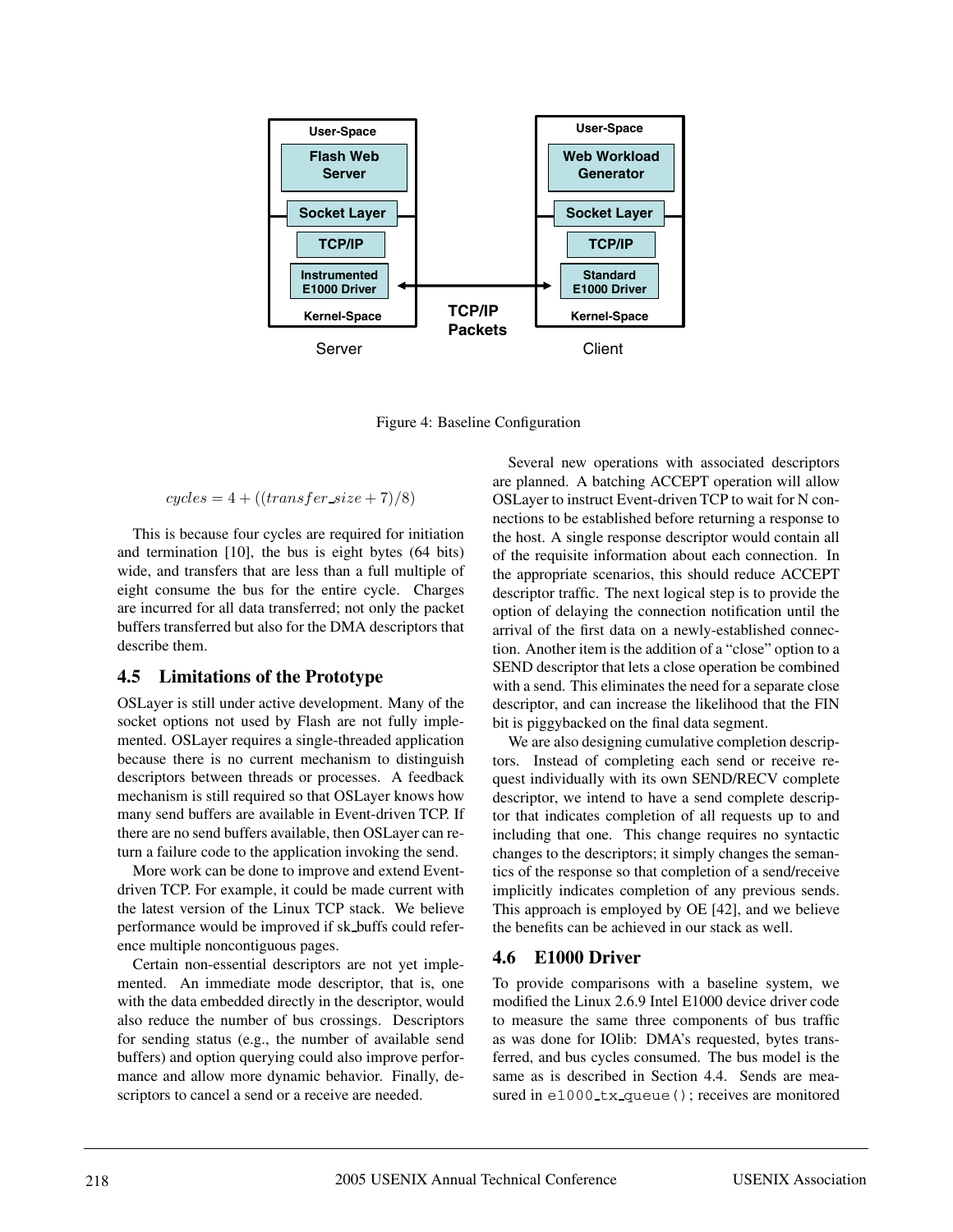Figure 4: Baseline Configuration

$$cycles = 4 + ((transfer\_size + 7)/8)$$

This is because four cycles are required for initiation and termination [10], the bus is eight bytes (64 bits) wide, and transfers that are less than a full multiple of eight consume the bus for the entire cycle. Charges are incurred for all data transferred; not only the packet buffers transferred but also for the DMA descriptors that describe them.

### 4.5 Limitations of the Prototype

OSLayer is still under active development. Many of the socket options not used by Flash are not fully implemented. OSLayer requires a single-threaded application because there is no current mechanism to distinguish descriptors between threads or processes. A feedback mechanism is still required so that OSLayer knows how many send buffers are available in Event-driven TCP. If there are no send buffers available, then OSLayer can return a failure code to the application invoking the send.

More work can be done to improve and extend Event-driven TCP. For example, it could be made current with the latest version of the Linux TCP stack. We believe performance would be improved if sk_buffs could reference multiple noncontiguous pages.

Certain non-essential descriptors are not yet implemented. An immediate mode descriptor, that is, one with the data embedded directly in the descriptor, would also reduce the number of bus crossings. Descriptors for sending status (e.g., the number of available send buffers) and option querying could also improve performance and allow more dynamic behavior. Finally, descriptors to cancel a send or a receive are needed.

Several new operations with associated descriptors are planned. A batching ACCEPT operation will allow OSLayer to instruct Event-driven TCP to wait for N connections to be established before returning a response to the host. A single response descriptor would contain all of the requisite information about each connection. In the appropriate scenarios, this should reduce ACCEPT descriptor traffic. The next logical step is to provide the option of delaying the connection notification until the arrival of the first data on a newly-established connection. Another item is the addition of a "close" option to a SEND descriptor that lets a close operation be combined with a send. This eliminates the need for a separate close descriptor, and can increase the likelihood that the FIN bit is piggybacked on the final data segment.

We are also designing cumulative completion descriptors. Instead of completing each send or receive request individually with its own SEND/RECV complete descriptor, we intend to have a send complete descriptor that indicates completion of all requests up to and including that one. This change requires no syntactic changes to the descriptors; it simply changes the semantics of the response so that completion of a send/receive implicitly indicates completion of any previous sends. This approach is employed by OE [42], and we believe the benefits can be achieved in our stack as well.

### 4.6 E1000 Driver

To provide comparisons with a baseline system, we modified the Linux 2.6.9 Intel E1000 device driver code to measure the same three components of bus traffic as was done for IOlib: DMA's requested, bytes transferred, and bus cycles consumed. The bus model is the same as is described in Section 4.4. Sends are measured in `e1000_tx_queue()`; receives are monitored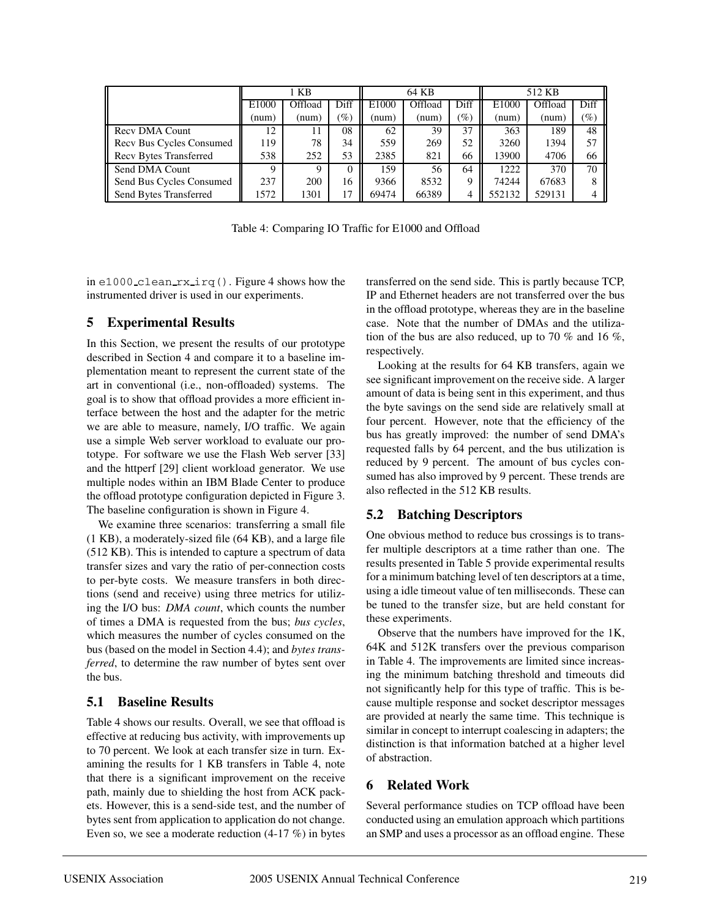| | 1 KB | | | 64 KB | | | 512 KB | | |
|---|---|---|---|---|---|---|---|---|---|
| | E1000 (num) | Offload (num) | Diff (%) | E1000 (num) | Offload (num) | Diff (%) | E1000 (num) | Offload (num) | Diff (%) |
| Recv DMA Count | 12 | 11 | 08 | 62 | 39 | 37 | 363 | 189 | 48 |
| Recv Bus Cycles Consumed | 119 | 78 | 34 | 559 | 269 | 52 | 3260 | 1394 | 57 |
| Recv Bytes Transferred | 538 | 252 | 53 | 2385 | 821 | 66 | 13900 | 4706 | 66 |
| Send DMA Count | 9 | 9 | 0 | 159 | 56 | 64 | 1222 | 370 | 70 |
| Send Bus Cycles Consumed | 237 | 200 | 16 | 9366 | 8532 | 9 | 74244 | 67683 | 8 |
| Send Bytes Transferred | 1572 | 1301 | 17 | 69474 | 66389 | 4 | 552132 | 529131 | 4 |

Table 4: Comparing IO Traffic for E1000 and Offload

in `e1000_clean_rx_irq()`. Figure 4 shows how the instrumented driver is used in our experiments.

## 5 Experimental Results

In this Section, we present the results of our prototype described in Section 4 and compare it to a baseline implementation meant to represent the current state of the art in conventional (i.e., non-offloaded) systems. The goal is to show that offload provides a more efficient interface between the host and the adapter for the metric we are able to measure, namely, I/O traffic. We again use a simple Web server workload to evaluate our prototype. For software we use the Flash Web server [33] and the httperf [29] client workload generator. We use multiple nodes within an IBM Blade Center to produce the offload prototype configuration depicted in Figure 3. The baseline configuration is shown in Figure 4.

We examine three scenarios: transferring a small file (1 KB), a moderately-sized file (64 KB), and a large file (512 KB). This is intended to capture a spectrum of data transfer sizes and vary the ratio of per-connection costs to per-byte costs. We measure transfers in both directions (send and receive) using three metrics for utilizing the I/O bus: *DMA count*, which counts the number of times a DMA is requested from the bus; *bus cycles*, which measures the number of cycles consumed on the bus (based on the model in Section 4.4); and *bytes transferred*, to determine the raw number of bytes sent over the bus.

### 5.1 Baseline Results

Table 4 shows our results. Overall, we see that offload is effective at reducing bus activity, with improvements up to 70 percent. We look at each transfer size in turn. Examining the results for 1 KB transfers in Table 4, note that there is a significant improvement on the receive path, mainly due to shielding the host from ACK packets. However, this is a send-side test, and the number of bytes sent from application to application do not change. Even so, we see a moderate reduction (4-17 %) in bytes transferred on the send side. This is partly because TCP, IP and Ethernet headers are not transferred over the bus in the offload prototype, whereas they are in the baseline case. Note that the number of DMAs and the utilization of the bus are also reduced, up to 70 % and 16 %, respectively.

Looking at the results for 64 KB transfers, again we see significant improvement on the receive side. A larger amount of data is being sent in this experiment, and thus the byte savings on the send side are relatively small at four percent. However, note that the efficiency of the bus has greatly improved: the number of send DMA's requested falls by 64 percent, and the bus utilization is reduced by 9 percent. The amount of bus cycles consumed has also improved by 9 percent. These trends are also reflected in the 512 KB results.

### 5.2 Batching Descriptors

One obvious method to reduce bus crossings is to transfer multiple descriptors at a time rather than one. The results presented in Table 5 provide experimental results for a minimum batching level of ten descriptors at a time, using a idle timeout value of ten milliseconds. These can be tuned to the transfer size, but are held constant for these experiments.

Observe that the numbers have improved for the 1K, 64K and 512K transfers over the previous comparison in Table 4. The improvements are limited since increasing the minimum batching threshold and timeouts did not significantly help for this type of traffic. This is because multiple response and socket descriptor messages are provided at nearly the same time. This technique is similar in concept to interrupt coalescing in adapters; the distinction is that information batched at a higher level of abstraction.

## 6 Related Work

Several performance studies on TCP offload have been conducted using an emulation approach which partitions an SMP and uses a processor as an offload engine. These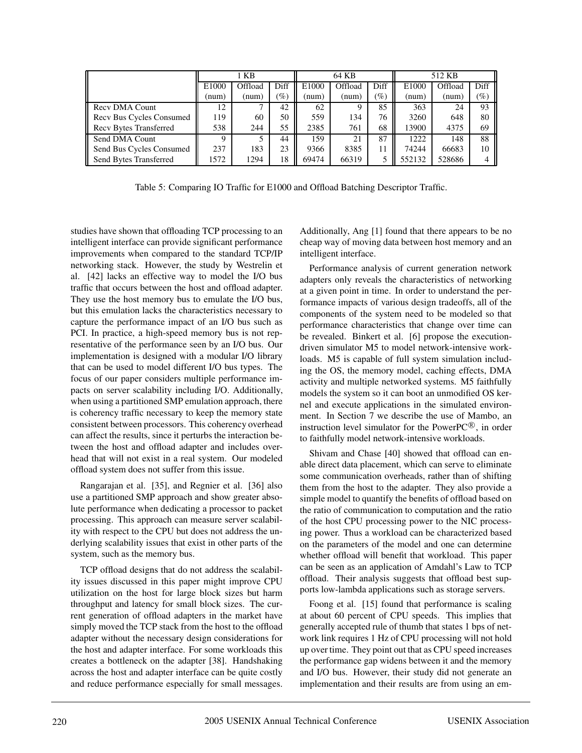| | 1 KB | | | 64 KB | | | 512 KB | | |
|---|---|---|---|---|---|---|---|---|---|
| | E1000 (num) | Offload (num) | Diff (%) | E1000 (num) | Offload (num) | Diff (%) | E1000 (num) | Offload (num) | Diff (%) |
| Recv DMA Count | 12 | 7 | 42 | 62 | 9 | 85 | 363 | 24 | 93 |
| Recv Bus Cycles Consumed | 119 | 60 | 50 | 559 | 134 | 76 | 3260 | 648 | 80 |
| Recv Bytes Transferred | 538 | 244 | 55 | 2385 | 761 | 68 | 13900 | 4375 | 69 |
| Send DMA Count | 9 | 5 | 44 | 159 | 21 | 87 | 1222 | 148 | 88 |
| Send Bus Cycles Consumed | 237 | 183 | 23 | 9366 | 8385 | 11 | 74244 | 66683 | 10 |
| Send Bytes Transferred | 1572 | 1294 | 18 | 69474 | 66319 | 5 | 552132 | 528686 | 4 |

Table 5: Comparing IO Traffic for E1000 and Offload Batching Descriptor Traffic.

studies have shown that offloading TCP processing to an intelligent interface can provide significant performance improvements when compared to the standard TCP/IP networking stack. However, the study by Westrelin et al. [42] lacks an effective way to model the I/O bus traffic that occurs between the host and offload adapter. They use the host memory bus to emulate the I/O bus, but this emulation lacks the characteristics necessary to capture the performance impact of an I/O bus such as PCI. In practice, a high-speed memory bus is not representative of the performance seen by an I/O bus. Our implementation is designed with a modular I/O library that can be used to model different I/O bus types. The focus of our paper considers multiple performance impacts on server scalability including I/O. Additionally, when using a partitioned SMP emulation approach, there is coherency traffic necessary to keep the memory state consistent between processors. This coherency overhead can affect the results, since it perturbs the interaction between the host and offload adapter and includes overhead that will not exist in a real system. Our modeled offload system does not suffer from this issue.

Rangarajan et al. [35], and Regnier et al. [36] also use a partitioned SMP approach and show greater absolute performance when dedicating a processor to packet processing. This approach can measure server scalability with respect to the CPU but does not address the underlying scalability issues that exist in other parts of the system, such as the memory bus.

TCP offload designs that do not address the scalability issues discussed in this paper might improve CPU utilization on the host for large block sizes but harm throughput and latency for small block sizes. The current generation of offload adapters in the market have simply moved the TCP stack from the host to the offload adapter without the necessary design considerations for the host and adapter interface. For some workloads this creates a bottleneck on the adapter [38]. Handshaking across the host and adapter interface can be quite costly and reduce performance especially for small messages. Additionally, Ang [1] found that there appears to be no cheap way of moving data between host memory and an intelligent interface.

Performance analysis of current generation network adapters only reveals the characteristics of networking at a given point in time. In order to understand the performance impacts of various design tradeoffs, all of the components of the system need to be modeled so that performance characteristics that change over time can be revealed. Binkert et al. [6] propose the execution-driven simulator M5 to model network-intensive workloads. M5 is capable of full system simulation including the OS, the memory model, caching effects, DMA activity and multiple networked systems. M5 faithfully models the system so it can boot an unmodified OS kernel and execute applications in the simulated environment. In Section 7 we describe the use of Mambo, an instruction level simulator for the PowerPC®, in order to faithfully model network-intensive workloads.

Shivam and Chase [40] showed that offload can enable direct data placement, which can serve to eliminate some communication overheads, rather than of shifting them from the host to the adapter. They also provide a simple model to quantify the benefits of offload based on the ratio of communication to computation and the ratio of the host CPU processing power to the NIC processing power. Thus a workload can be characterized based on the parameters of the model and one can determine whether offload will benefit that workload. This paper can be seen as an application of Amdahl's Law to TCP offload. Their analysis suggests that offload best supports low-lambda applications such as storage servers.

Foong et al. [15] found that performance is scaling at about 60 percent of CPU speeds. This implies that generally accepted rule of thumb that states 1 bps of network link requires 1 Hz of CPU processing will not hold up over time. They point out that as CPU speed increases the performance gap widens between it and the memory and I/O bus. However, their study did not generate an implementation and their results are from using an em-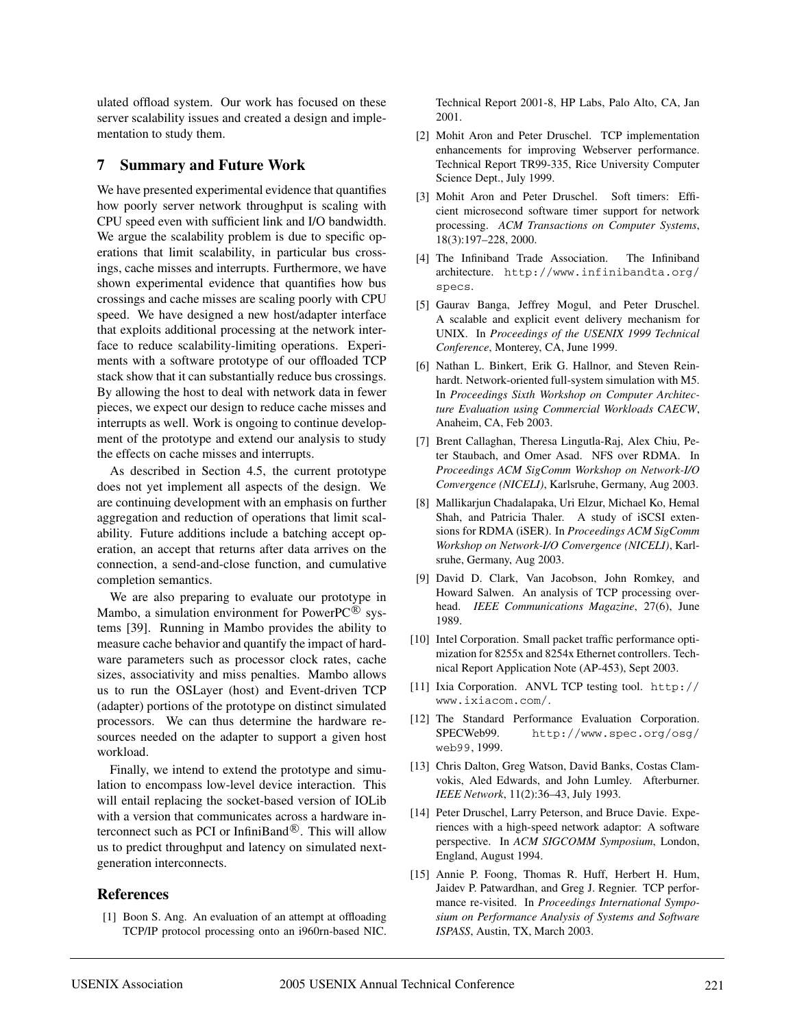ulated offload system. Our work has focused on these server scalability issues and created a design and implementation to study them.

## 7 Summary and Future Work

We have presented experimental evidence that quantifies how poorly server network throughput is scaling with CPU speed even with sufficient link and I/O bandwidth. We argue the scalability problem is due to specific operations that limit scalability, in particular bus crossings, cache misses and interrupts. Furthermore, we have shown experimental evidence that quantifies how bus crossings and cache misses are scaling poorly with CPU speed. We have designed a new host/adapter interface that exploits additional processing at the network interface to reduce scalability-limiting operations. Experiments with a software prototype of our offloaded TCP stack show that it can substantially reduce bus crossings. By allowing the host to deal with network data in fewer pieces, we expect our design to reduce cache misses and interrupts as well. Work is ongoing to continue development of the prototype and extend our analysis to study the effects on cache misses and interrupts.

As described in Section 4.5, the current prototype does not yet implement all aspects of the design. We are continuing development with an emphasis on further aggregation and reduction of operations that limit scalability. Future additions include a batching accept operation, an accept that returns after data arrives on the connection, a send-and-close function, and cumulative completion semantics.

We are also preparing to evaluate our prototype in Mambo, a simulation environment for PowerPC® systems [39]. Running in Mambo provides the ability to measure cache behavior and quantify the impact of hardware parameters such as processor clock rates, cache sizes, associativity and miss penalties. Mambo allows us to run the OSLayer (host) and Event-driven TCP (adapter) portions of the prototype on distinct simulated processors. We can thus determine the hardware resources needed on the adapter to support a given host workload.

Finally, we intend to extend the prototype and simulation to encompass low-level device interaction. This will entail replacing the socket-based version of IOLib with a version that communicates across a hardware interconnect such as PCI or InfiniBand®. This will allow us to predict throughput and latency on simulated next-generation interconnects.

## References

[1] Boon S. Ang. An evaluation of an attempt at offloading TCP/IP protocol processing onto an i960rn-based NIC. Technical Report 2001-8, HP Labs, Palo Alto, CA, Jan 2001.

[2] Mohit Aron and Peter Druschel. TCP implementation enhancements for improving Webserver performance. Technical Report TR99-335, Rice University Computer Science Dept., July 1999.

[3] Mohit Aron and Peter Druschel. Soft timers: Efficient microsecond software timer support for network processing. *ACM Transactions on Computer Systems*, 18(3):197–228, 2000.

[4] The Infiniband Trade Association. The Infiniband architecture. http://www.infinibandta.org/specs.

[5] Gaurav Banga, Jeffrey Mogul, and Peter Druschel. A scalable and explicit event delivery mechanism for UNIX. In *Proceedings of the USENIX 1999 Technical Conference*, Monterey, CA, June 1999.

[6] Nathan L. Binkert, Erik G. Hallnor, and Steven Reinhardt. Network-oriented full-system simulation with M5. In *Proceedings Sixth Workshop on Computer Architecture Evaluation using Commercial Workloads CAECW*, Anaheim, CA, Feb 2003.

[7] Brent Callaghan, Theresa Lingutla-Raj, Alex Chiu, Peter Staubach, and Omer Asad. NFS over RDMA. In *Proceedings ACM SigComm Workshop on Network-I/O Convergence (NICELI)*, Karlsruhe, Germany, Aug 2003.

[8] Mallikarjun Chadalapaka, Uri Elzur, Michael Ko, Hemal Shah, and Patricia Thaler. A study of iSCSI extensions for RDMA (iSER). In *Proceedings ACM SigComm Workshop on Network-I/O Convergence (NICELI)*, Karlsruhe, Germany, Aug 2003.

[9] David D. Clark, Van Jacobson, John Romkey, and Howard Salwen. An analysis of TCP processing overhead. *IEEE Communications Magazine*, 27(6), June 1989.

[10] Intel Corporation. Small packet traffic performance optimization for 8255x and 8254x Ethernet controllers. Technical Report Application Note (AP-453), Sept 2003.

[11] Ixia Corporation. ANVL TCP testing tool. http://www.ixiacom.com/.

[12] The Standard Performance Evaluation Corporation. SPECWeb99. http://www.spec.org/osg/web99, 1999.

[13] Chris Dalton, Greg Watson, David Banks, Costas Clamvokis, Aled Edwards, and John Lumley. Afterburner. *IEEE Network*, 11(2):36–43, July 1993.

[14] Peter Druschel, Larry Peterson, and Bruce Davie. Experiences with a high-speed network adaptor: A software perspective. In *ACM SIGCOMM Symposium*, London, England, August 1994.

[15] Annie P. Foong, Thomas R. Huff, Herbert H. Hum, Jaidev P. Patwardhan, and Greg J. Regnier. TCP performance re-visited. In *Proceedings International Symposium on Performance Analysis of Systems and Software ISPASS*, Austin, TX, March 2003.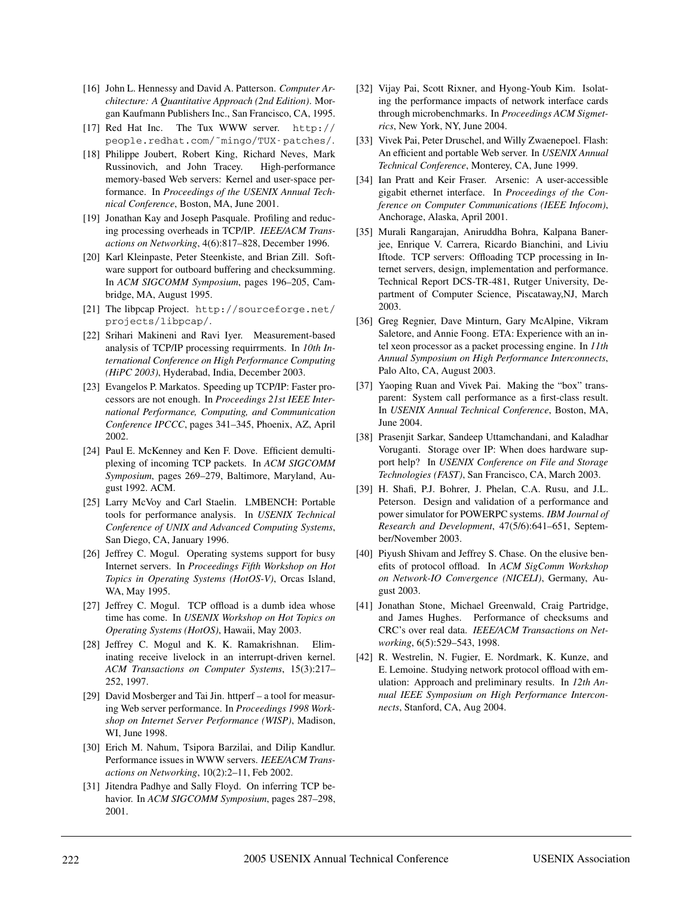[16] John L. Hennessy and David A. Patterson. *Computer Architecture: A Quantitative Approach (2nd Edition)*. Morgan Kaufmann Publishers Inc., San Francisco, CA, 1995.

[17] Red Hat Inc. The Tux WWW server. `http://people.redhat.com/~mingo/TUX-patches/`.

[18] Philippe Joubert, Robert King, Richard Neves, Mark Russinovich, and John Tracey. High-performance memory-based Web servers: Kernel and user-space performance. In *Proceedings of the USENIX Annual Technical Conference*, Boston, MA, June 2001.

[19] Jonathan Kay and Joseph Pasquale. Profiling and reducing processing overheads in TCP/IP. *IEEE/ACM Transactions on Networking*, 4(6):817–828, December 1996.

[20] Karl Kleinpaste, Peter Steenkiste, and Brian Zill. Software support for outboard buffering and checksumming. In *ACM SIGCOMM Symposium*, pages 196–205, Cambridge, MA, August 1995.

[21] The libpcap Project. `http://sourceforge.net/projects/libpcap/`.

[22] Srihari Makineni and Ravi Iyer. Measurement-based analysis of TCP/IP processing requirrments. In *10th International Conference on High Performance Computing (HiPC 2003)*, Hyderabad, India, December 2003.

[23] Evangelos P. Markatos. Speeding up TCP/IP: Faster processors are not enough. In *Proceedings 21st IEEE International Performance, Computing, and Communication Conference IPCCC*, pages 341–345, Phoenix, AZ, April 2002.

[24] Paul E. McKenney and Ken F. Dove. Efficient demultiplexing of incoming TCP packets. In *ACM SIGCOMM Symposium*, pages 269–279, Baltimore, Maryland, August 1992. ACM.

[25] Larry McVoy and Carl Staelin. LMBENCH: Portable tools for performance analysis. In *USENIX Technical Conference of UNIX and Advanced Computing Systems*, San Diego, CA, January 1996.

[26] Jeffrey C. Mogul. Operating systems support for busy Internet servers. In *Proceedings Fifth Workshop on Hot Topics in Operating Systems (HotOS-V)*, Orcas Island, WA, May 1995.

[27] Jeffrey C. Mogul. TCP offload is a dumb idea whose time has come. In *USENIX Workshop on Hot Topics on Operating Systems (HotOS)*, Hawaii, May 2003.

[28] Jeffrey C. Mogul and K. K. Ramakrishnan. Eliminating receive livelock in an interrupt-driven kernel. *ACM Transactions on Computer Systems*, 15(3):217–252, 1997.

[29] David Mosberger and Tai Jin. httperf – a tool for measuring Web server performance. In *Proceedings 1998 Workshop on Internet Server Performance (WISP)*, Madison, WI, June 1998.

[30] Erich M. Nahum, Tsipora Barzilai, and Dilip Kandlur. Performance issues in WWW servers. *IEEE/ACM Transactions on Networking*, 10(2):2–11, Feb 2002.

[31] Jitendra Padhye and Sally Floyd. On inferring TCP behavior. In *ACM SIGCOMM Symposium*, pages 287–298, 2001.

[32] Vijay Pai, Scott Rixner, and Hyong-Youb Kim. Isolating the performance impacts of network interface cards through microbenchmarks. In *Proceedings ACM Sigmetrics*, New York, NY, June 2004.

[33] Vivek Pai, Peter Druschel, and Willy Zwaenepoel. Flash: An efficient and portable Web server. In *USENIX Annual Technical Conference*, Monterey, CA, June 1999.

[34] Ian Pratt and Keir Fraser. Arsenic: A user-accessible gigabit ethernet interface. In *Proceedings of the Conference on Computer Communications (IEEE Infocom)*, Anchorage, Alaska, April 2001.

[35] Murali Rangarajan, Aniruddha Bohra, Kalpana Banerjee, Enrique V. Carrera, Ricardo Bianchini, and Liviu Iftode. TCP servers: Offloading TCP processing in Internet servers, design, implementation and performance. Technical Report DCS-TR-481, Rutger University, Department of Computer Science, Piscataway,NJ, March 2003.

[36] Greg Regnier, Dave Minturn, Gary McAlpine, Vikram Saletore, and Annie Foong. ETA: Experience with an intel xeon processor as a packet processing engine. In *11th Annual Symposium on High Performance Interconnects*, Palo Alto, CA, August 2003.

[37] Yaoping Ruan and Vivek Pai. Making the "box" transparent: System call performance as a first-class result. In *USENIX Annual Technical Conference*, Boston, MA, June 2004.

[38] Prasenjit Sarkar, Sandeep Uttamchandani, and Kaladhar Voruganti. Storage over IP: When does hardware support help? In *USENIX Conference on File and Storage Technologies (FAST)*, San Francisco, CA, March 2003.

[39] H. Shafi, P.J. Bohrer, J. Phelan, C.A. Rusu, and J.L. Peterson. Design and validation of a performance and power simulator for POWERPC systems. *IBM Journal of Research and Development*, 47(5/6):641–651, September/November 2003.

[40] Piyush Shivam and Jeffrey S. Chase. On the elusive benefits of protocol offload. In *ACM SigComm Workshop on Network-IO Convergence (NICELI)*, Germany, August 2003.

[41] Jonathan Stone, Michael Greenwald, Craig Partridge, and James Hughes. Performance of checksums and CRC's over real data. *IEEE/ACM Transactions on Networking*, 6(5):529–543, 1998.

[42] R. Westrelin, N. Fugier, E. Nordmark, K. Kunze, and E. Lemoine. Studying network protocol offload with emulation: Approach and preliminary results. In *12th Annual IEEE Symposium on High Performance Interconnects*, Stanford, CA, Aug 2004.